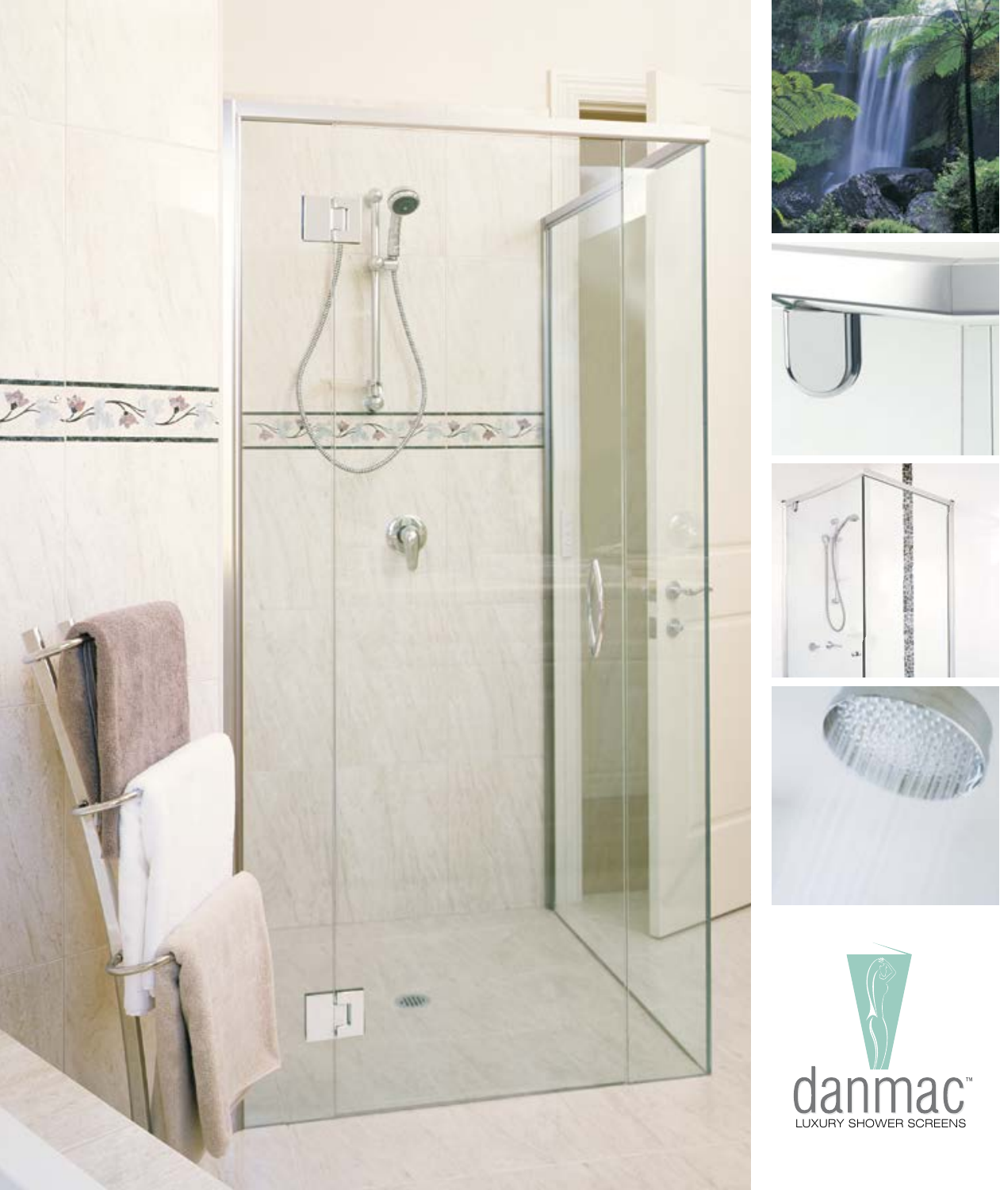danmac™

LUXURY SHOWER SCREENS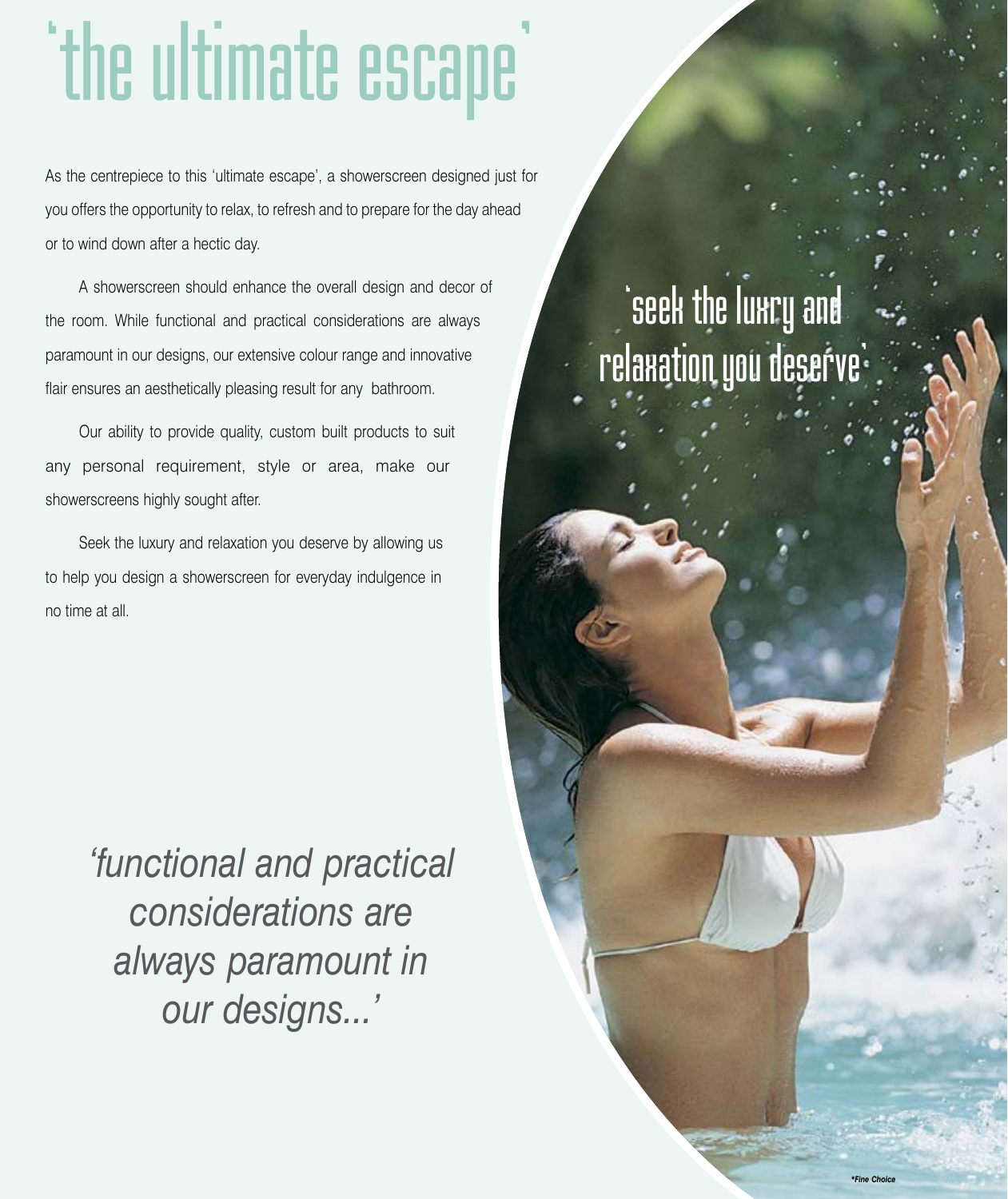# 'the ultimate escape'

As the centrepiece to this 'ultimate escape', a showerscreen designed just for you offers the opportunity to relax, to refresh and to prepare for the day ahead or to wind down after a hectic day.

A showerscreen should enhance the overall design and decor of the room. While functional and practical considerations are always paramount in our designs, our extensive colour range and innovative flair ensures an aesthetically pleasing result for any bathroom.

Our ability to provide quality, custom built products to suit any personal requirement, style or area, make our showerscreens highly sought after.

Seek the luxury and relaxation you deserve by allowing us to help you design a showerscreen for everyday indulgence in no time at all.

*'functional and practical considerations are always paramount in our designs...'*

'seek the luxry and relaxation you deserve'

*Fine Choice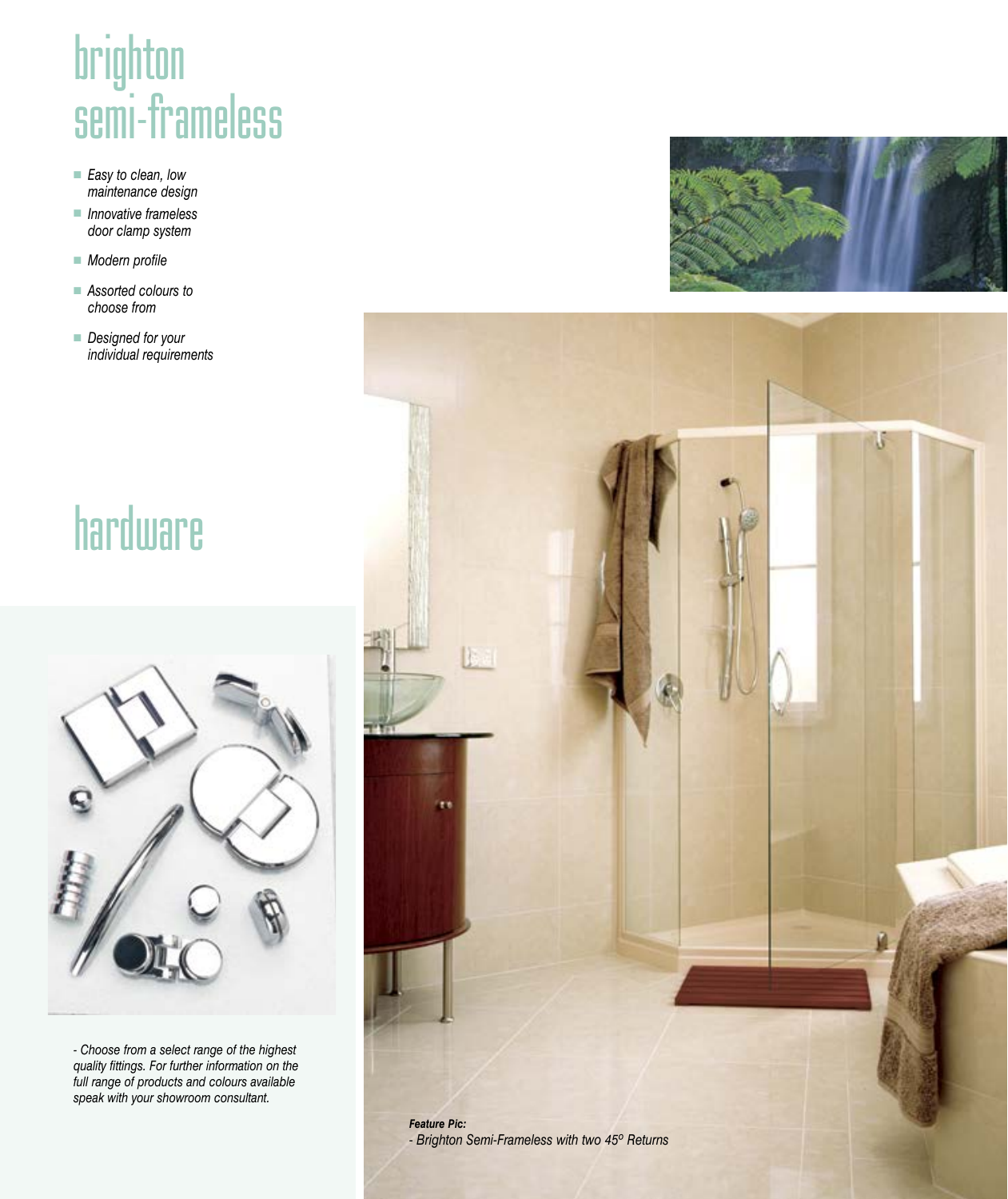# brighton semi-frameless

- *Easy to clean, low maintenance design*
- *Innovative frameless door clamp system*
- *Modern profile*
- *Assorted colours to choose from*
- *Designed for your individual requirements*

# hardware

*- Choose from a select range of the highest quality fittings. For further information on the full range of products and colours available speak with your showroom consultant.*

***Feature Pic:***
*- Brighton Semi-Frameless with two 45° Returns*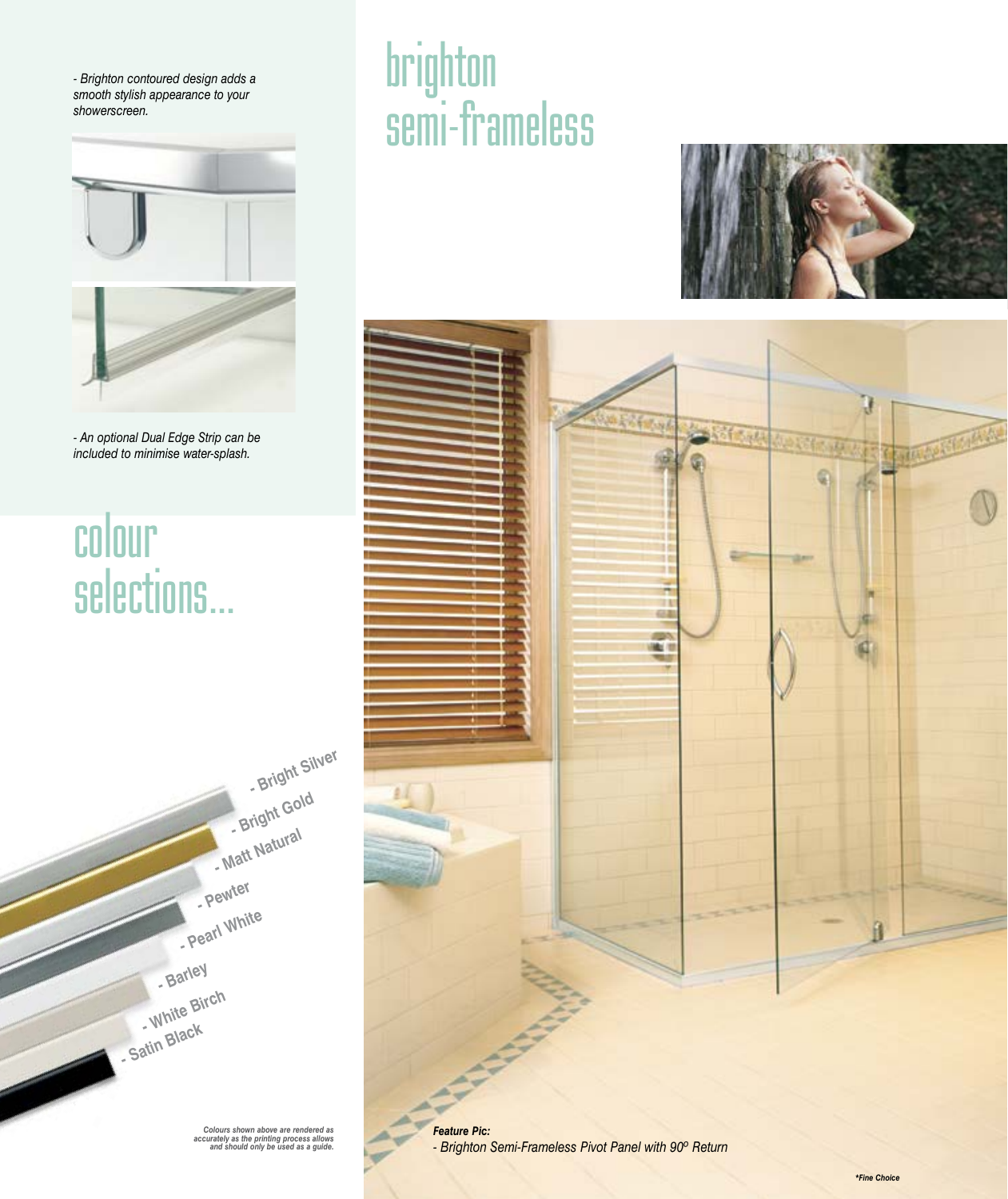# brighton semi-frameless

*- Brighton contoured design adds a smooth stylish appearance to your showerscreen.*

*- An optional Dual Edge Strip can be included to minimise water-splash.*

## colour selections...

- Bright Silver
- Bright Gold
- Matt Natural
- Pewter
- Pearl White
- Barley
- White Birch
- Satin Black

***Colours shown above are rendered as accurately as the printing process allows and should only be used as a guide.***

***Feature Pic:***
*- Brighton Semi-Frameless Pivot Panel with 90º Return*

***\*Fine Choice***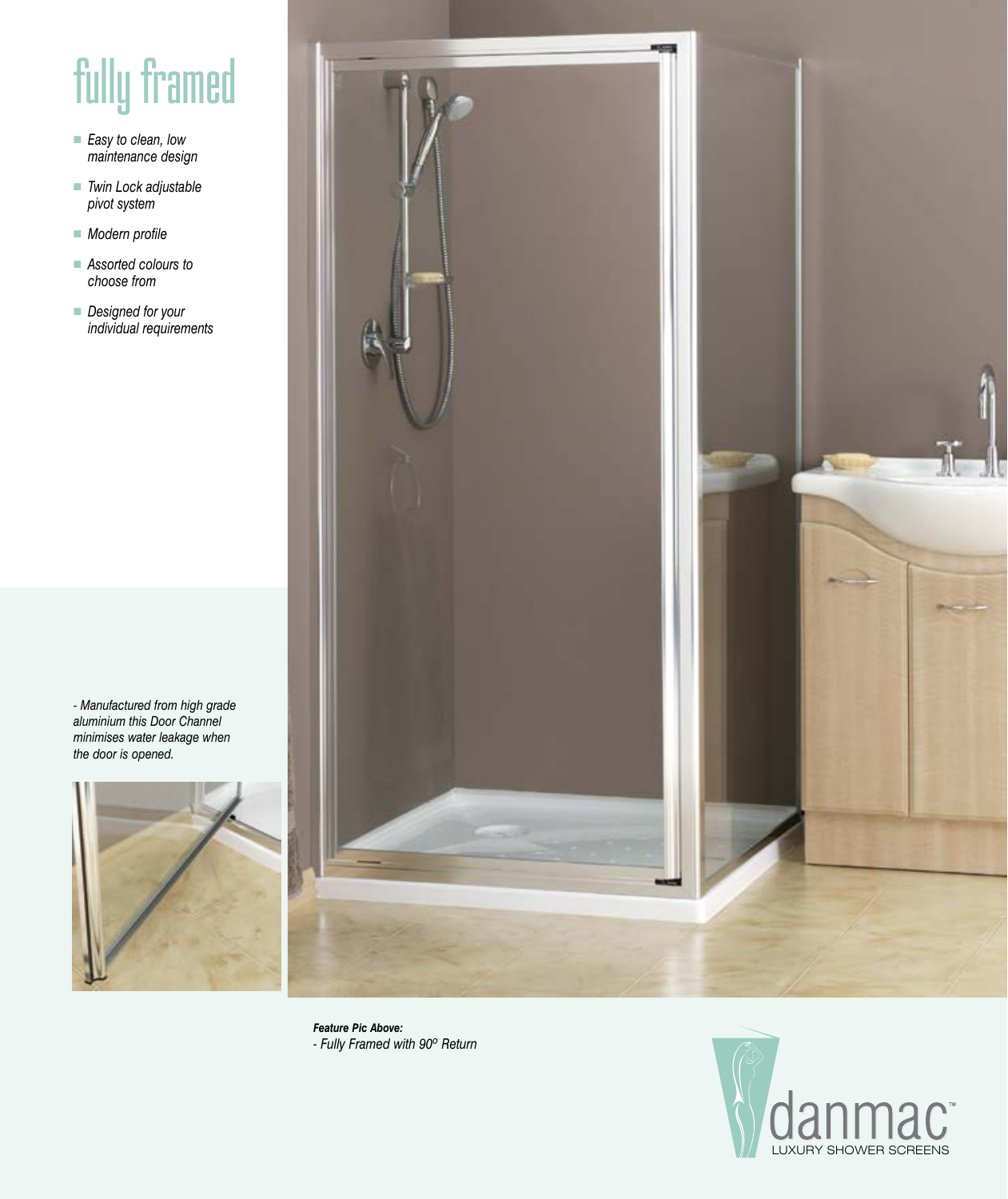# fully framed

- *Easy to clean, low maintenance design*
- *Twin Lock adjustable pivot system*
- *Modern profile*
- *Assorted colours to choose from*
- *Designed for your individual requirements*

*- Manufactured from high grade aluminium this Door Channel minimises water leakage when the door is opened.*

***Feature Pic Above:***
*- Fully Framed with 90º Return*

danmac™
LUXURY SHOWER SCREENS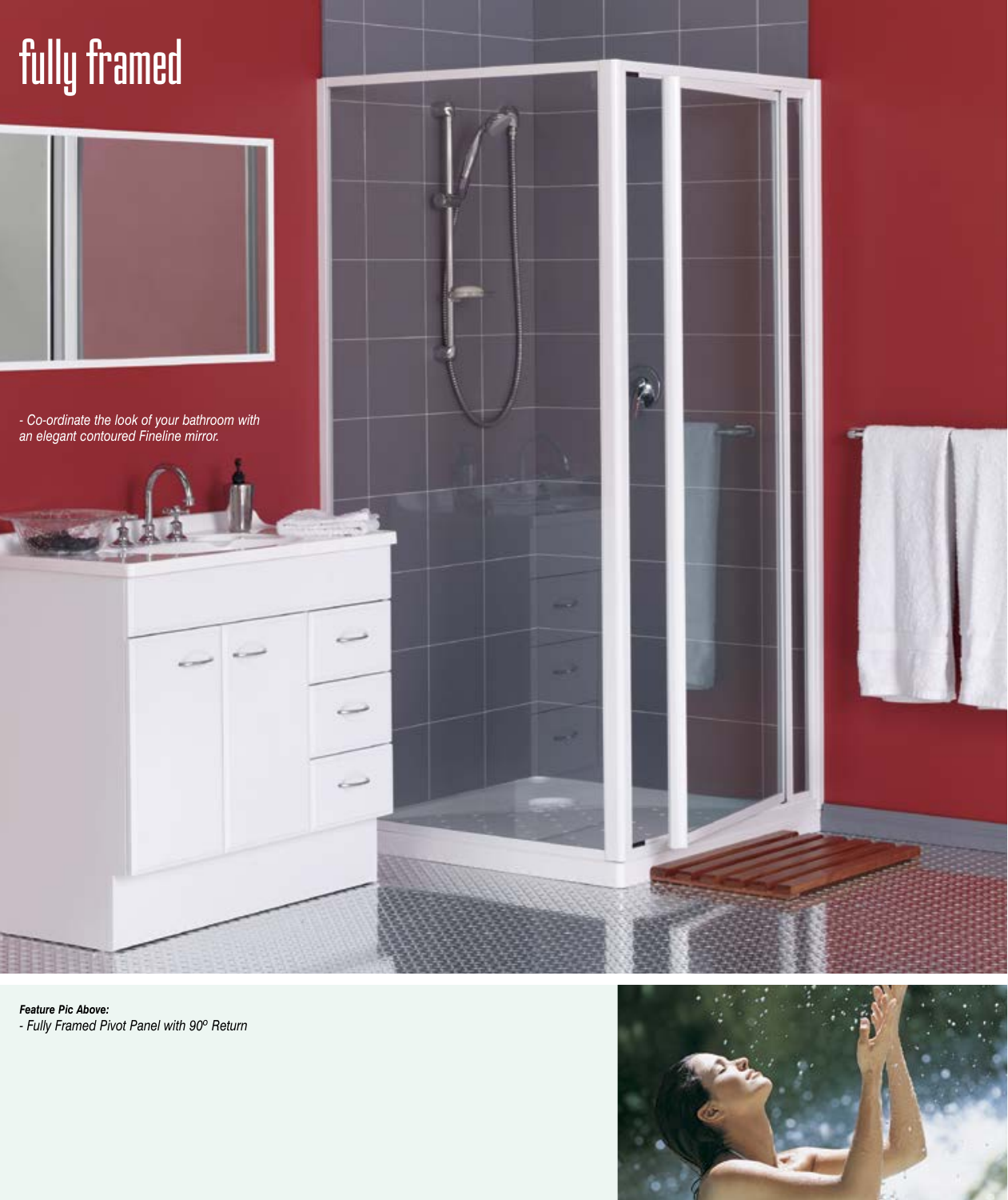# fully framed

*- Co-ordinate the look of your bathroom with an elegant contoured Fineline mirror.*

***Feature Pic Above:***

*- Fully Framed Pivot Panel with 90º Return*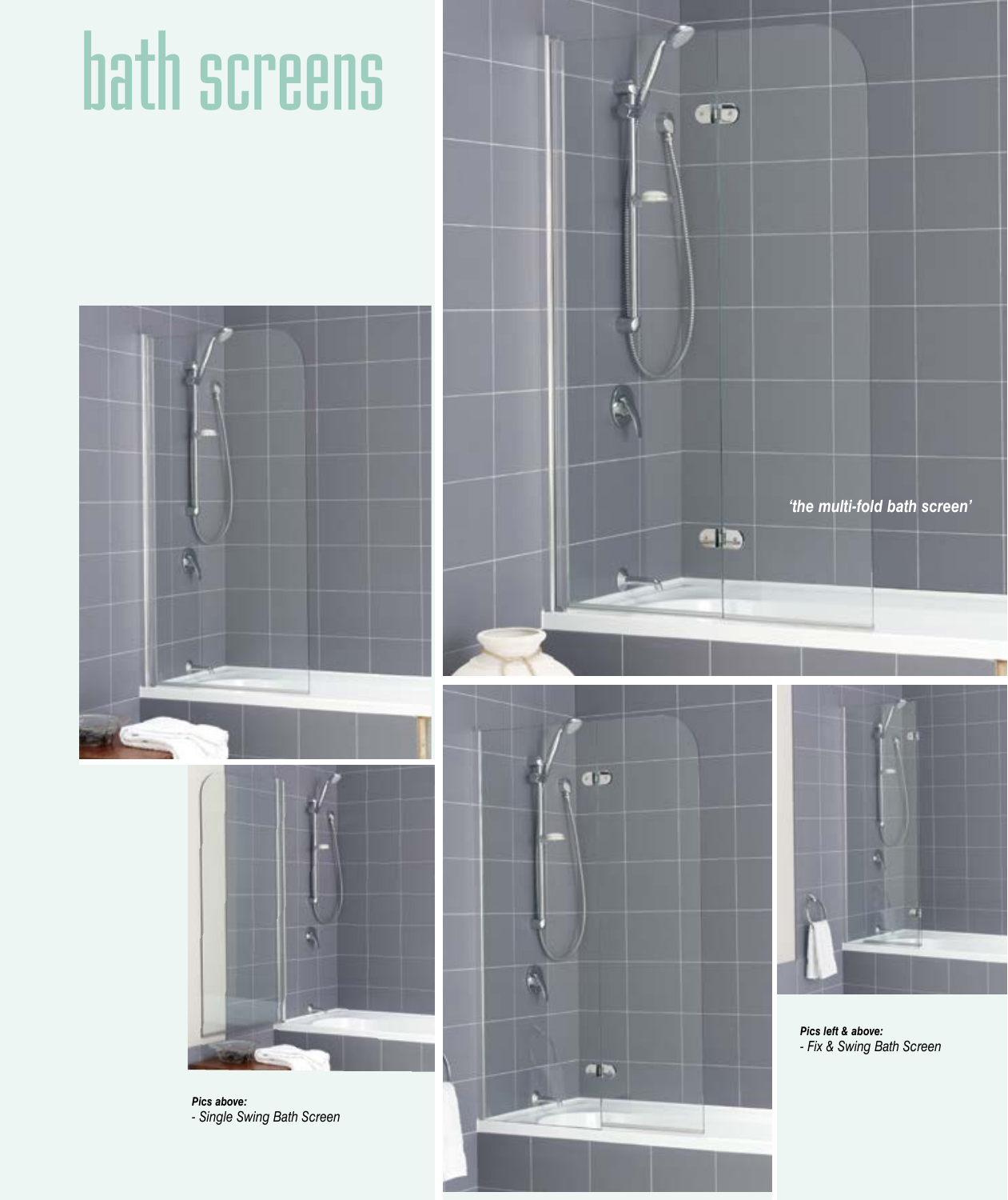# bath screens

*'the multi-fold bath screen'*

***Pics above:***
*- Single Swing Bath Screen*

***Pics left & above:***
*- Fix & Swing Bath Screen*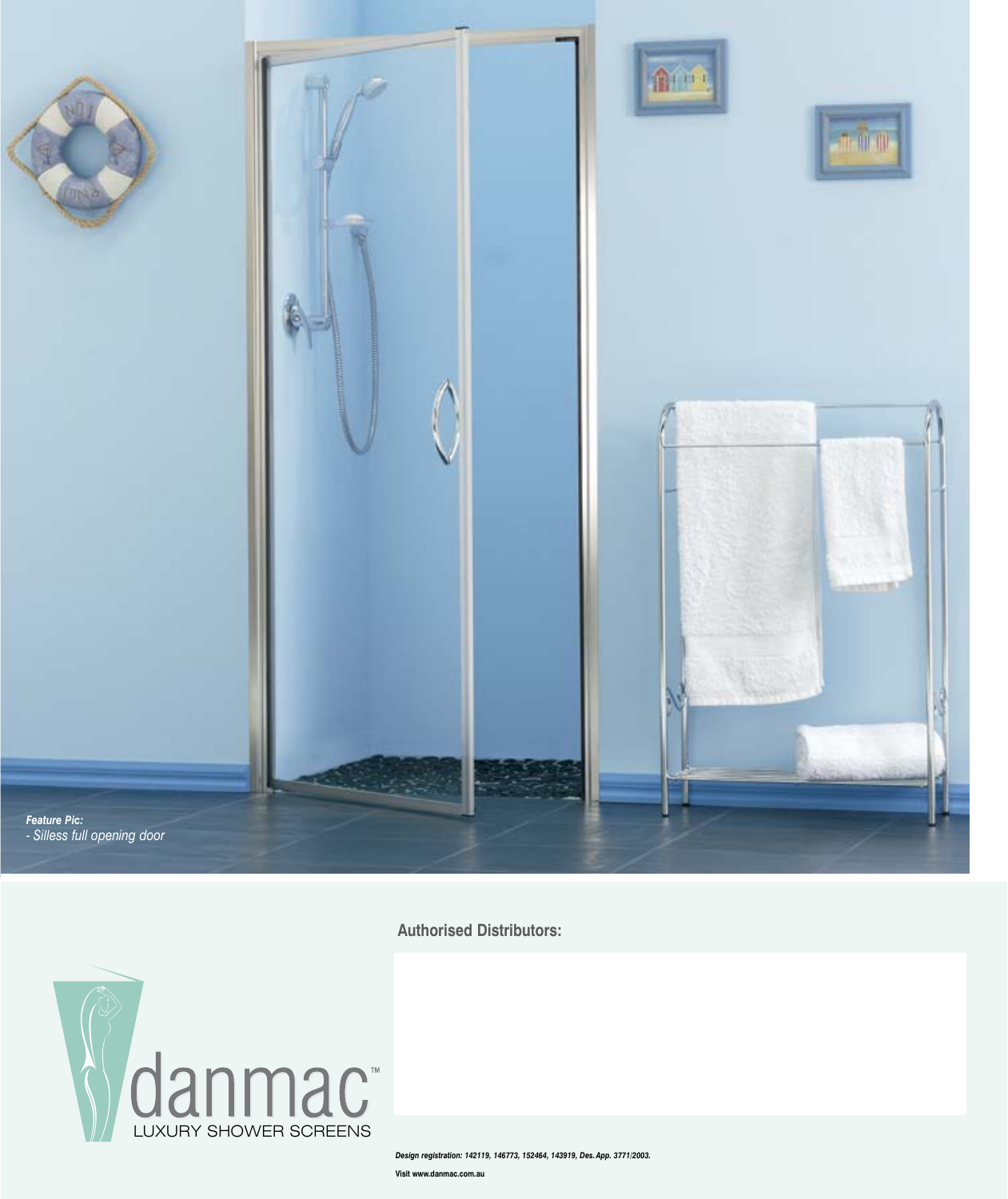***Feature Pic:***
*- Silless full opening door*

**Authorised Distributors:**

danmac™
LUXURY SHOWER SCREENS

***Design registration: 142119, 146773, 152464, 143919, Des. App. 3771/2003.***

**Visit www.danmac.com.au**